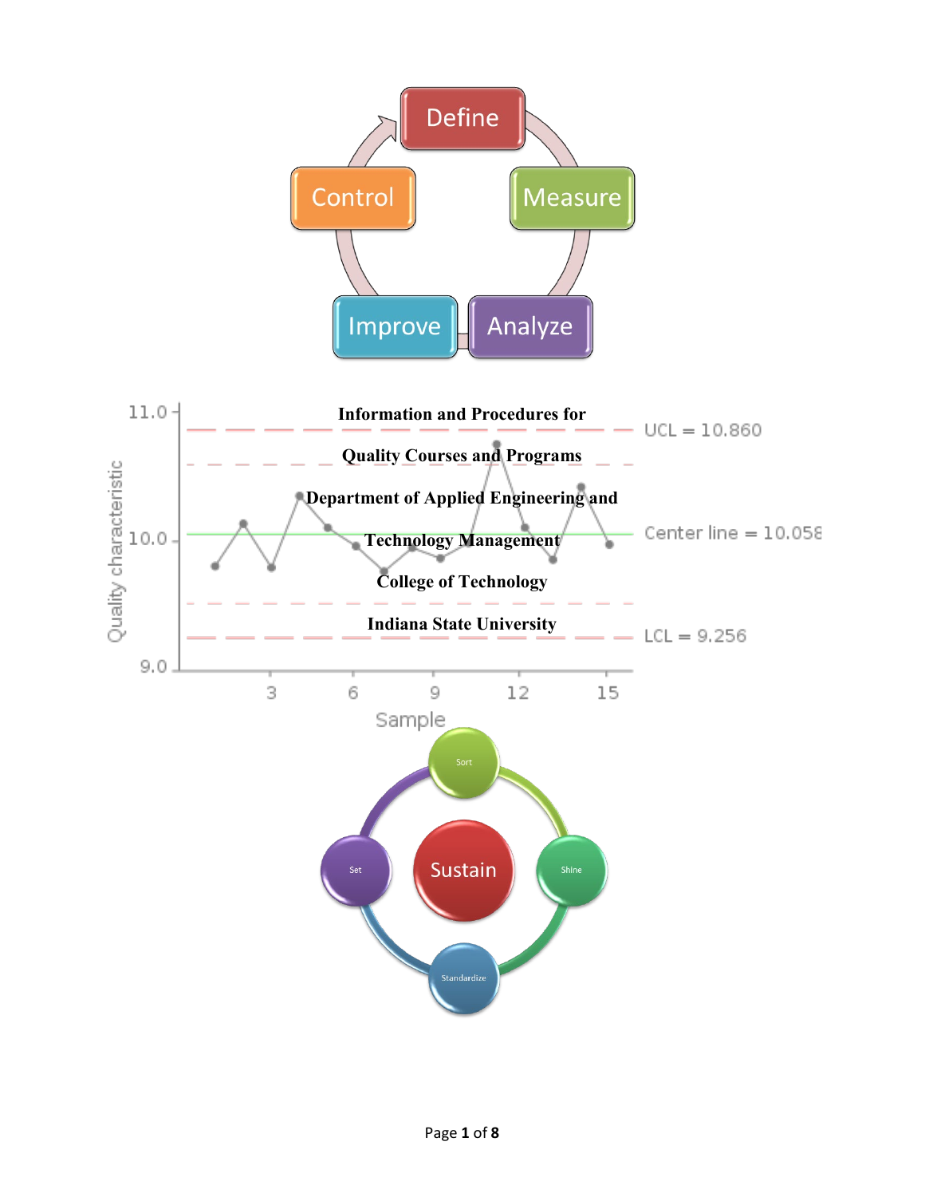# Information and Procedures for

# Quality Courses and Programs

## Department of Applied Engineering and Technology Management

## College of Technology

## Indiana State University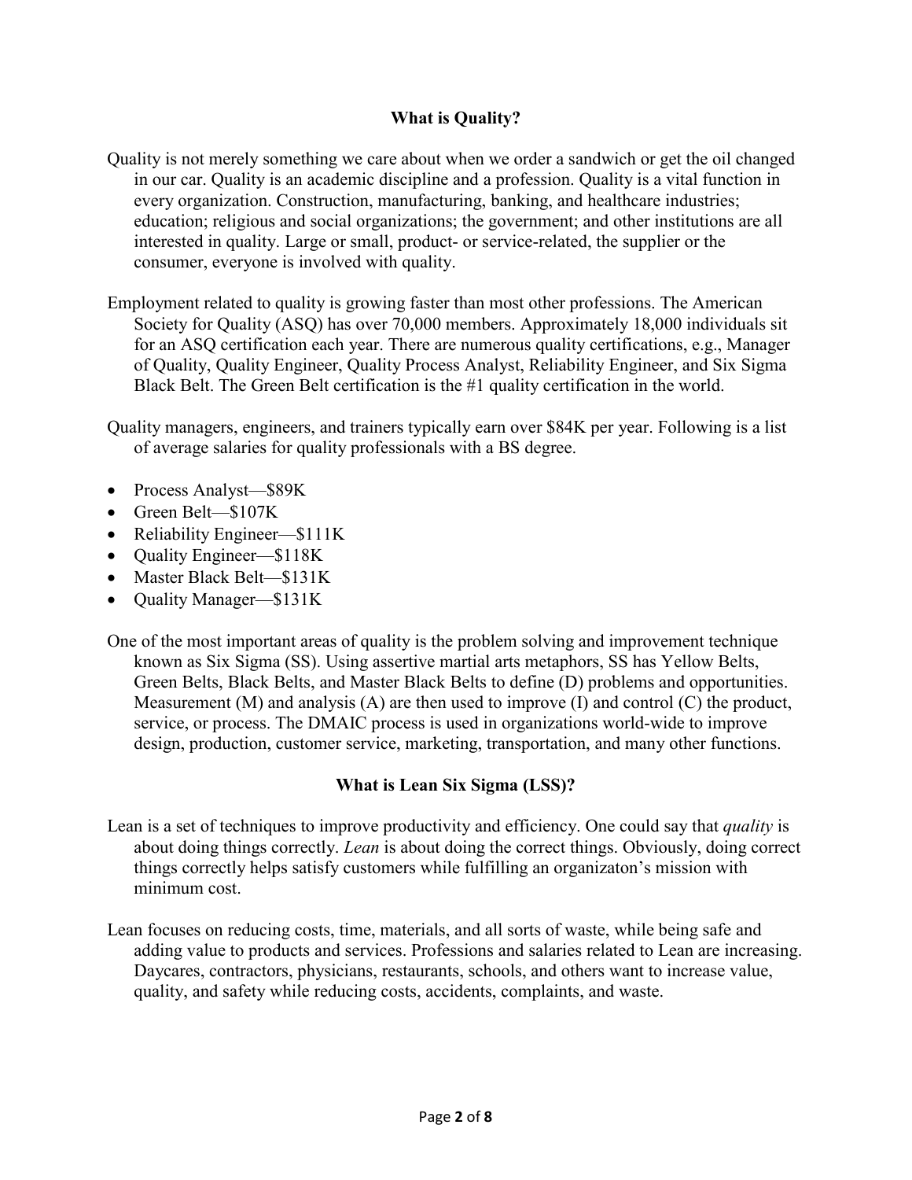## What is Quality?

Quality is not merely something we care about when we order a sandwich or get the oil changed in our car. Quality is an academic discipline and a profession. Quality is a vital function in every organization. Construction, manufacturing, banking, and healthcare industries; education; religious and social organizations; the government; and other institutions are all interested in quality. Large or small, product- or service-related, the supplier or the consumer, everyone is involved with quality.

Employment related to quality is growing faster than most other professions. The American Society for Quality (ASQ) has over 70,000 members. Approximately 18,000 individuals sit for an ASQ certification each year. There are numerous quality certifications, e.g., Manager of Quality, Quality Engineer, Quality Process Analyst, Reliability Engineer, and Six Sigma Black Belt. The Green Belt certification is the #1 quality certification in the world.

Quality managers, engineers, and trainers typically earn over $84K per year. Following is a list of average salaries for quality professionals with a BS degree.

- Process Analyst—$89K
- Green Belt—$107K
- Reliability Engineer—$111K
- Quality Engineer—$118K
- Master Black Belt—$131K
- Quality Manager—$131K

One of the most important areas of quality is the problem solving and improvement technique known as Six Sigma (SS). Using assertive martial arts metaphors, SS has Yellow Belts, Green Belts, Black Belts, and Master Black Belts to define (D) problems and opportunities. Measurement (M) and analysis (A) are then used to improve (I) and control (C) the product, service, or process. The DMAIC process is used in organizations world-wide to improve design, production, customer service, marketing, transportation, and many other functions.

## What is Lean Six Sigma (LSS)?

Lean is a set of techniques to improve productivity and efficiency. One could say that *quality* is about doing things correctly. *Lean* is about doing the correct things. Obviously, doing correct things correctly helps satisfy customers while fulfilling an organizaton's mission with minimum cost.

Lean focuses on reducing costs, time, materials, and all sorts of waste, while being safe and adding value to products and services. Professions and salaries related to Lean are increasing. Daycares, contractors, physicians, restaurants, schools, and others want to increase value, quality, and safety while reducing costs, accidents, complaints, and waste.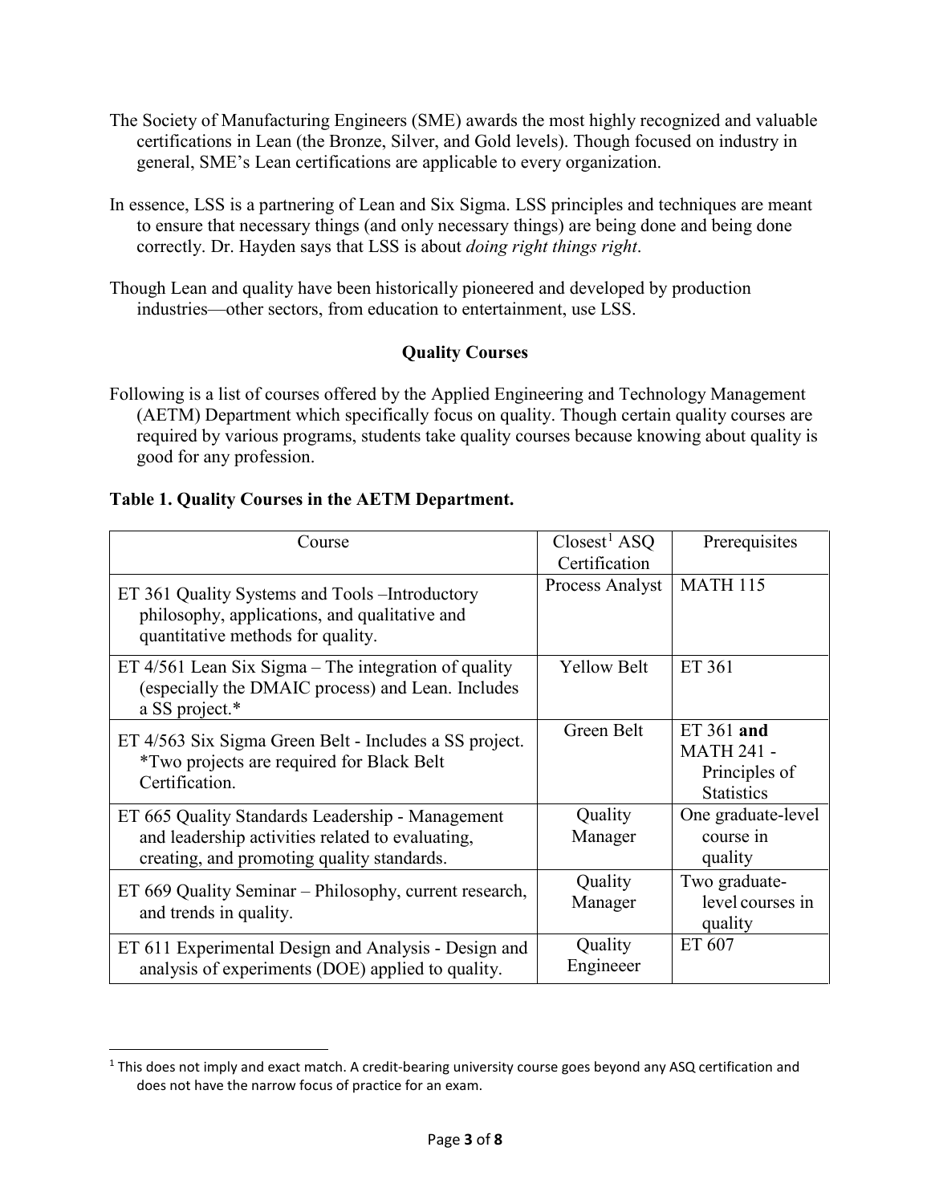The Society of Manufacturing Engineers (SME) awards the most highly recognized and valuable certifications in Lean (the Bronze, Silver, and Gold levels). Though focused on industry in general, SME's Lean certifications are applicable to every organization.

In essence, LSS is a partnering of Lean and Six Sigma. LSS principles and techniques are meant to ensure that necessary things (and only necessary things) are being done and being done correctly. Dr. Hayden says that LSS is about *doing right things right*.

Though Lean and quality have been historically pioneered and developed by production industries—other sectors, from education to entertainment, use LSS.

## Quality Courses

Following is a list of courses offered by the Applied Engineering and Technology Management (AETM) Department which specifically focus on quality. Though certain quality courses are required by various programs, students take quality courses because knowing about quality is good for any profession.

**Table 1. Quality Courses in the AETM Department.**

| Course | Closest[1] ASQ Certification | Prerequisites |
|---|---|---|
| ET 361 Quality Systems and Tools –Introductory philosophy, applications, and qualitative and quantitative methods for quality. | Process Analyst | MATH 115 |
| ET 4/561 Lean Six Sigma – The integration of quality (especially the DMAIC process) and Lean. Includes a SS project.* | Yellow Belt | ET 361 |
| ET 4/563 Six Sigma Green Belt - Includes a SS project. *Two projects are required for Black Belt Certification. | Green Belt | ET 361 **and** MATH 241 - Principles of Statistics |
| ET 665 Quality Standards Leadership - Management and leadership activities related to evaluating, creating, and promoting quality standards. | Quality Manager | One graduate-level course in quality |
| ET 669 Quality Seminar – Philosophy, current research, and trends in quality. | Quality Manager | Two graduate-level courses in quality |
| ET 611 Experimental Design and Analysis - Design and analysis of experiments (DOE) applied to quality. | Quality Engineeer | ET 607 |

[1] This does not imply and exact match. A credit-bearing university course goes beyond any ASQ certification and does not have the narrow focus of practice for an exam.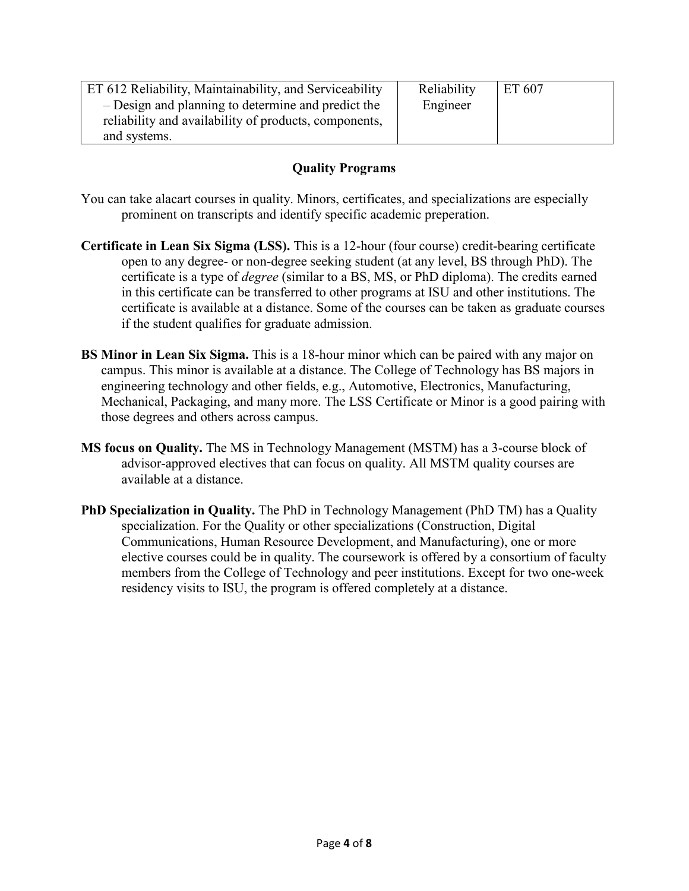| ET 612 Reliability, Maintainability, and Serviceability – Design and planning to determine and predict the reliability and availability of products, components, and systems. | Reliability Engineer | ET 607 |
|---|---|---|

## Quality Programs

You can take alacart courses in quality. Minors, certificates, and specializations are especially prominent on transcripts and identify specific academic preperation.

**Certificate in Lean Six Sigma (LSS).** This is a 12-hour (four course) credit-bearing certificate open to any degree- or non-degree seeking student (at any level, BS through PhD). The certificate is a type of *degree* (similar to a BS, MS, or PhD diploma). The credits earned in this certificate can be transferred to other programs at ISU and other institutions. The certificate is available at a distance. Some of the courses can be taken as graduate courses if the student qualifies for graduate admission.

**BS Minor in Lean Six Sigma.** This is a 18-hour minor which can be paired with any major on campus. This minor is available at a distance. The College of Technology has BS majors in engineering technology and other fields, e.g., Automotive, Electronics, Manufacturing, Mechanical, Packaging, and many more. The LSS Certificate or Minor is a good pairing with those degrees and others across campus.

**MS focus on Quality.** The MS in Technology Management (MSTM) has a 3-course block of advisor-approved electives that can focus on quality. All MSTM quality courses are available at a distance.

**PhD Specialization in Quality.** The PhD in Technology Management (PhD TM) has a Quality specialization. For the Quality or other specializations (Construction, Digital Communications, Human Resource Development, and Manufacturing), one or more elective courses could be in quality. The coursework is offered by a consortium of faculty members from the College of Technology and peer institutions. Except for two one-week residency visits to ISU, the program is offered completely at a distance.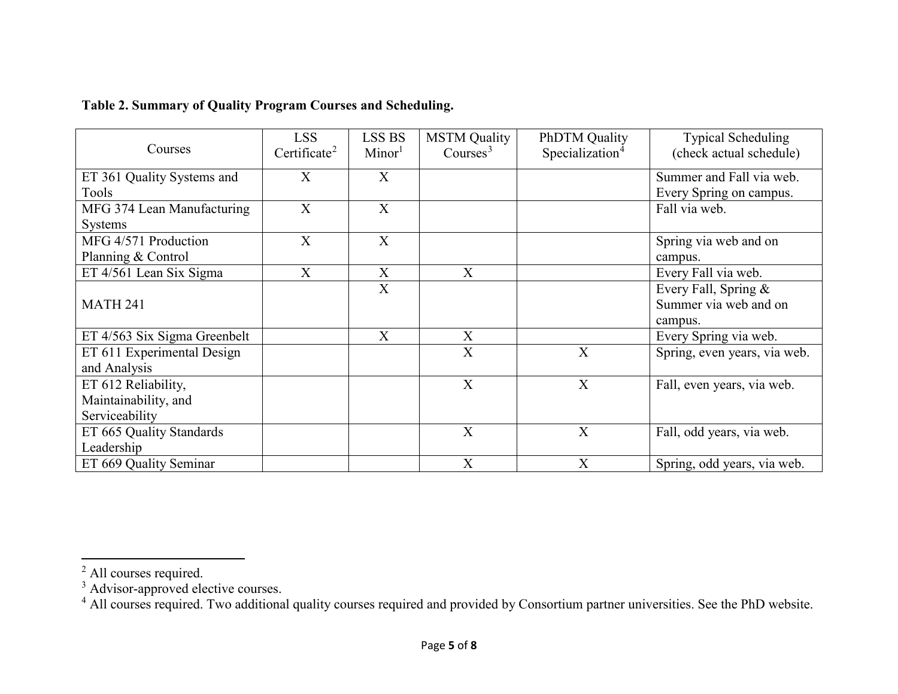**Table 2. Summary of Quality Program Courses and Scheduling.**

| Courses | LSS Certificate[2] | LSS BS Minor[1] | MSTM Quality Courses[3] | PhDTM Quality Specialization[4] | Typical Scheduling (check actual schedule) |
|---|---|---|---|---|---|
| ET 361 Quality Systems and Tools | X | X | | | Summer and Fall via web. Every Spring on campus. |
| MFG 374 Lean Manufacturing Systems | X | X | | | Fall via web. |
| MFG 4/571 Production Planning & Control | X | X | | | Spring via web and on campus. |
| ET 4/561 Lean Six Sigma | X | X | X | | Every Fall via web. |
| MATH 241 | | X | | | Every Fall, Spring & Summer via web and on campus. |
| ET 4/563 Six Sigma Greenbelt | | X | X | | Every Spring via web. |
| ET 611 Experimental Design and Analysis | | | X | X | Spring, even years, via web. |
| ET 612 Reliability, Maintainability, and Serviceability | | | X | X | Fall, even years, via web. |
| ET 665 Quality Standards Leadership | | | X | X | Fall, odd years, via web. |
| ET 669 Quality Seminar | | | X | X | Spring, odd years, via web. |

[2] All courses required.

[3] Advisor-approved elective courses.

[4] All courses required. Two additional quality courses required and provided by Consortium partner universities. See the PhD website.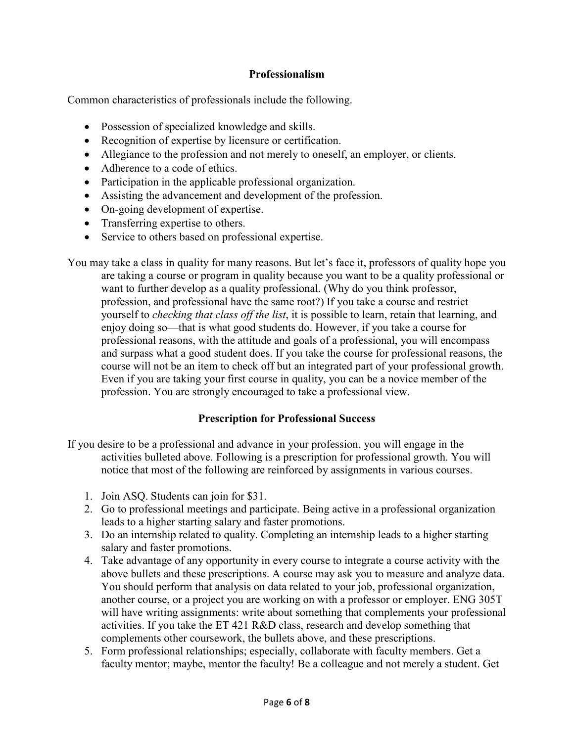## Professionalism

Common characteristics of professionals include the following.

- Possession of specialized knowledge and skills.
- Recognition of expertise by licensure or certification.
- Allegiance to the profession and not merely to oneself, an employer, or clients.
- Adherence to a code of ethics.
- Participation in the applicable professional organization.
- Assisting the advancement and development of the profession.
- On-going development of expertise.
- Transferring expertise to others.
- Service to others based on professional expertise.

You may take a class in quality for many reasons. But let's face it, professors of quality hope you are taking a course or program in quality because you want to be a quality professional or want to further develop as a quality professional. (Why do you think professor, profession, and professional have the same root?) If you take a course and restrict yourself to *checking that class off the list*, it is possible to learn, retain that learning, and enjoy doing so—that is what good students do. However, if you take a course for professional reasons, with the attitude and goals of a professional, you will encompass and surpass what a good student does. If you take the course for professional reasons, the course will not be an item to check off but an integrated part of your professional growth. Even if you are taking your first course in quality, you can be a novice member of the profession. You are strongly encouraged to take a professional view.

## Prescription for Professional Success

If you desire to be a professional and advance in your profession, you will engage in the activities bulleted above. Following is a prescription for professional growth. You will notice that most of the following are reinforced by assignments in various courses.

1. Join ASQ. Students can join for $31.
2. Go to professional meetings and participate. Being active in a professional organization leads to a higher starting salary and faster promotions.
3. Do an internship related to quality. Completing an internship leads to a higher starting salary and faster promotions.
4. Take advantage of any opportunity in every course to integrate a course activity with the above bullets and these prescriptions. A course may ask you to measure and analyze data. You should perform that analysis on data related to your job, professional organization, another course, or a project you are working on with a professor or employer. ENG 305T will have writing assignments: write about something that complements your professional activities. If you take the ET 421 R&D class, research and develop something that complements other coursework, the bullets above, and these prescriptions.
5. Form professional relationships; especially, collaborate with faculty members. Get a faculty mentor; maybe, mentor the faculty! Be a colleague and not merely a student. Get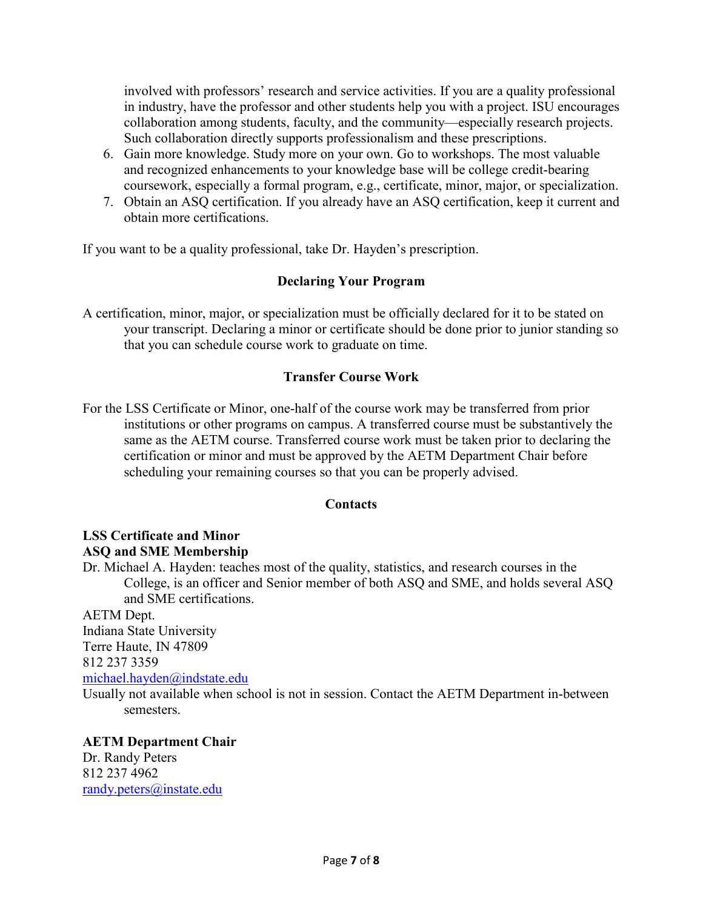involved with professors' research and service activities. If you are a quality professional in industry, have the professor and other students help you with a project. ISU encourages collaboration among students, faculty, and the community—especially research projects. Such collaboration directly supports professionalism and these prescriptions.

6. Gain more knowledge. Study more on your own. Go to workshops. The most valuable and recognized enhancements to your knowledge base will be college credit-bearing coursework, especially a formal program, e.g., certificate, minor, major, or specialization.
7. Obtain an ASQ certification. If you already have an ASQ certification, keep it current and obtain more certifications.

If you want to be a quality professional, take Dr. Hayden's prescription.

## Declaring Your Program

A certification, minor, major, or specialization must be officially declared for it to be stated on your transcript. Declaring a minor or certificate should be done prior to junior standing so that you can schedule course work to graduate on time.

## Transfer Course Work

For the LSS Certificate or Minor, one-half of the course work may be transferred from prior institutions or other programs on campus. A transferred course must be substantively the same as the AETM course. Transferred course work must be taken prior to declaring the certification or minor and must be approved by the AETM Department Chair before scheduling your remaining courses so that you can be properly advised.

## Contacts

**LSS Certificate and Minor**
**ASQ and SME Membership**

Dr. Michael A. Hayden: teaches most of the quality, statistics, and research courses in the College, is an officer and Senior member of both ASQ and SME, and holds several ASQ and SME certifications.
AETM Dept.
Indiana State University
Terre Haute, IN 47809
812 237 3359
michael.hayden@indstate.edu
Usually not available when school is not in session. Contact the AETM Department in-between semesters.

**AETM Department Chair**
Dr. Randy Peters
812 237 4962
randy.peters@instate.edu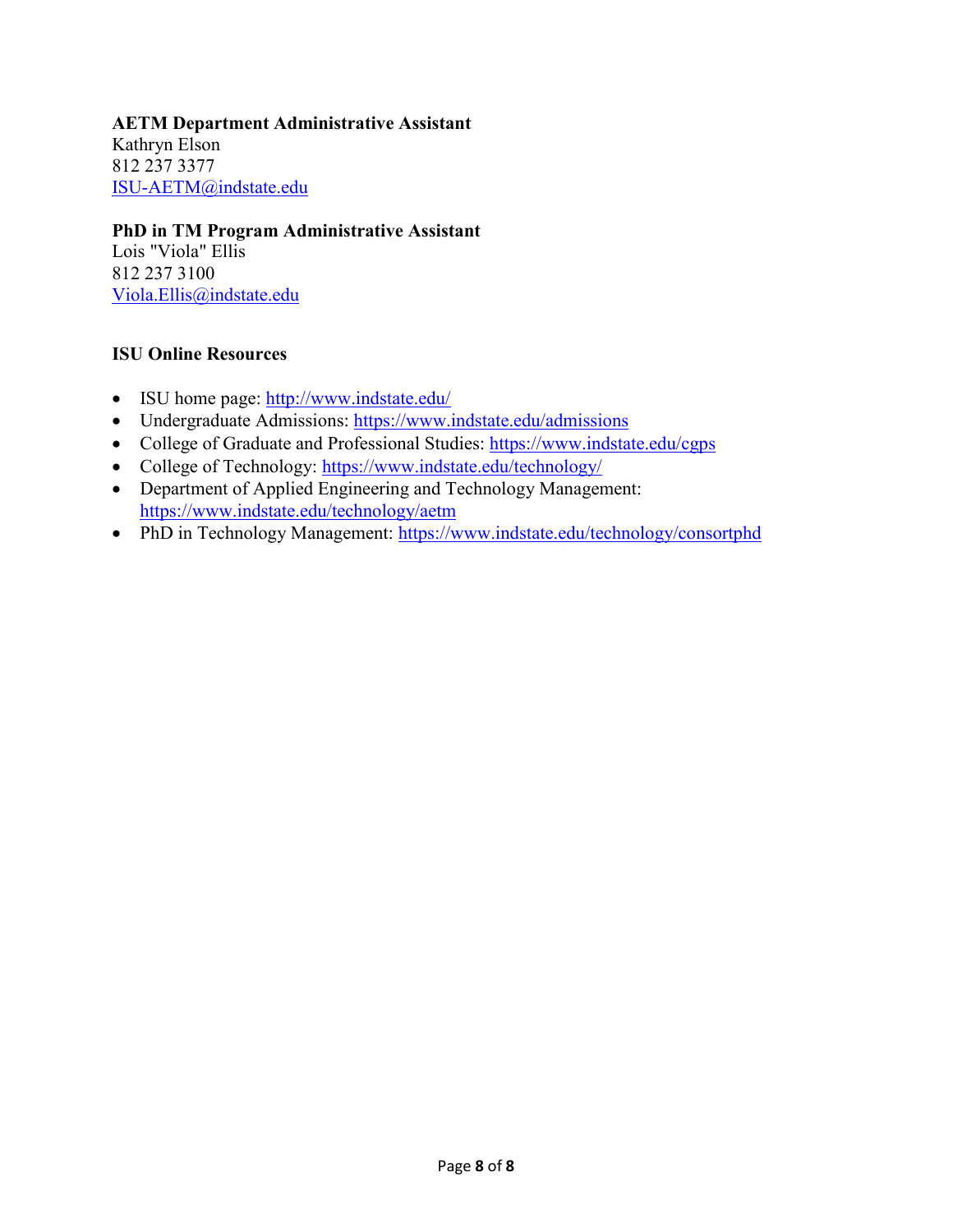**AETM Department Administrative Assistant**
Kathryn Elson
812 237 3377
ISU-AETM@indstate.edu

**PhD in TM Program Administrative Assistant**
Lois "Viola" Ellis
812 237 3100
Viola.Ellis@indstate.edu

**ISU Online Resources**

- ISU home page: http://www.indstate.edu/
- Undergraduate Admissions: https://www.indstate.edu/admissions
- College of Graduate and Professional Studies: https://www.indstate.edu/cgps
- College of Technology: https://www.indstate.edu/technology/
- Department of Applied Engineering and Technology Management: https://www.indstate.edu/technology/aetm
- PhD in Technology Management: https://www.indstate.edu/technology/consortphd